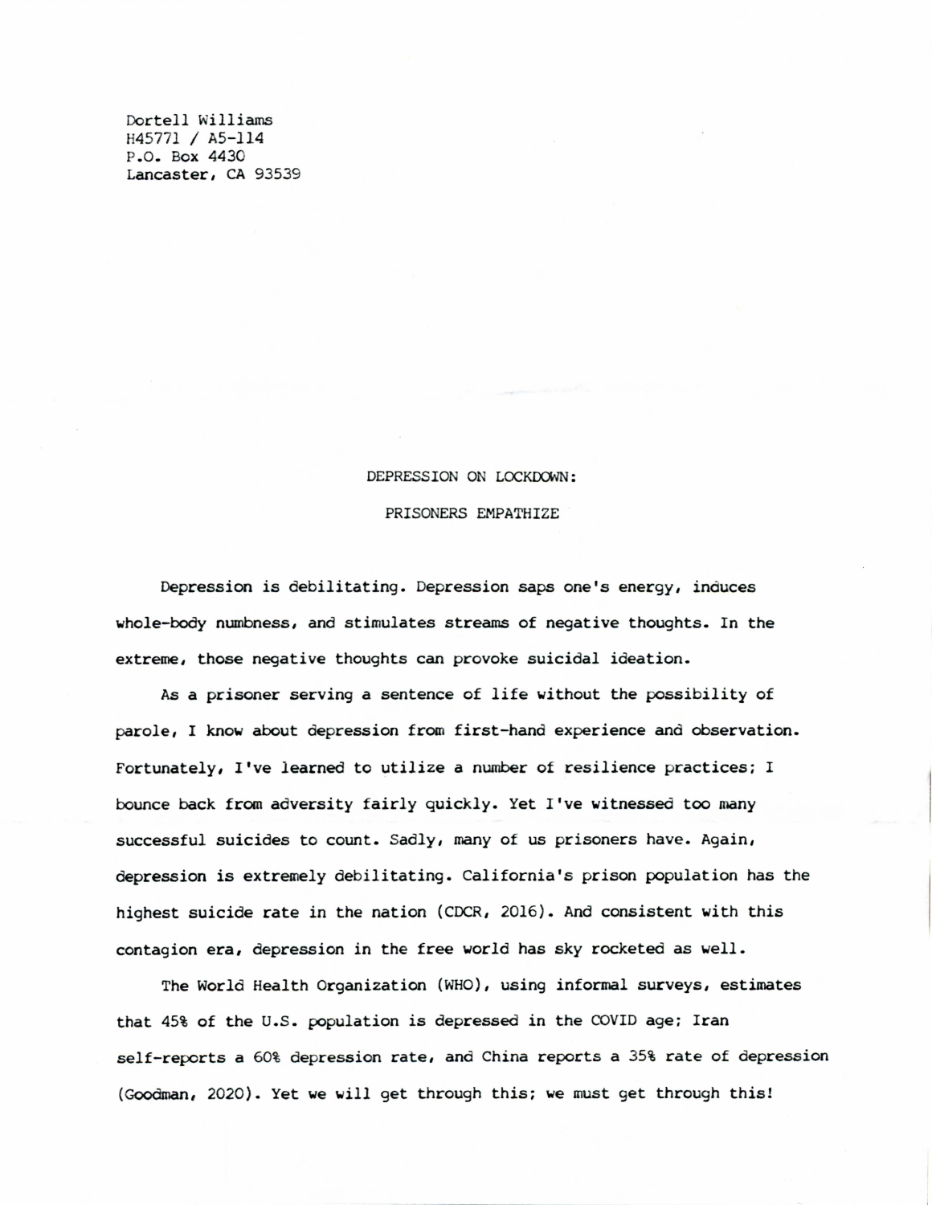Dortell Williams
H45771 / A5-114
P.O. Box 4430
Lancaster, CA 93539

# DEPRESSION ON LOCKDOWN:

## PRISONERS EMPATHIZE

Depression is debilitating. Depression saps one's energy, induces whole-body numbness, and stimulates streams of negative thoughts. In the extreme, those negative thoughts can provoke suicidal ideation.

As a prisoner serving a sentence of life without the possibility of parole, I know about depression from first-hand experience and observation. Fortunately, I've learned to utilize a number of resilience practices; I bounce back from adversity fairly quickly. Yet I've witnessed too many successful suicides to count. Sadly, many of us prisoners have. Again, depression is extremely debilitating. California's prison population has the highest suicide rate in the nation (CDCR, 2016). And consistent with this contagion era, depression in the free world has sky rocketed as well.

The World Health Organization (WHO), using informal surveys, estimates that 45% of the U.S. population is depressed in the COVID age; Iran self-reports a 60% depression rate, and China reports a 35% rate of depression (Goodman, 2020). Yet we will get through this; we must get through this!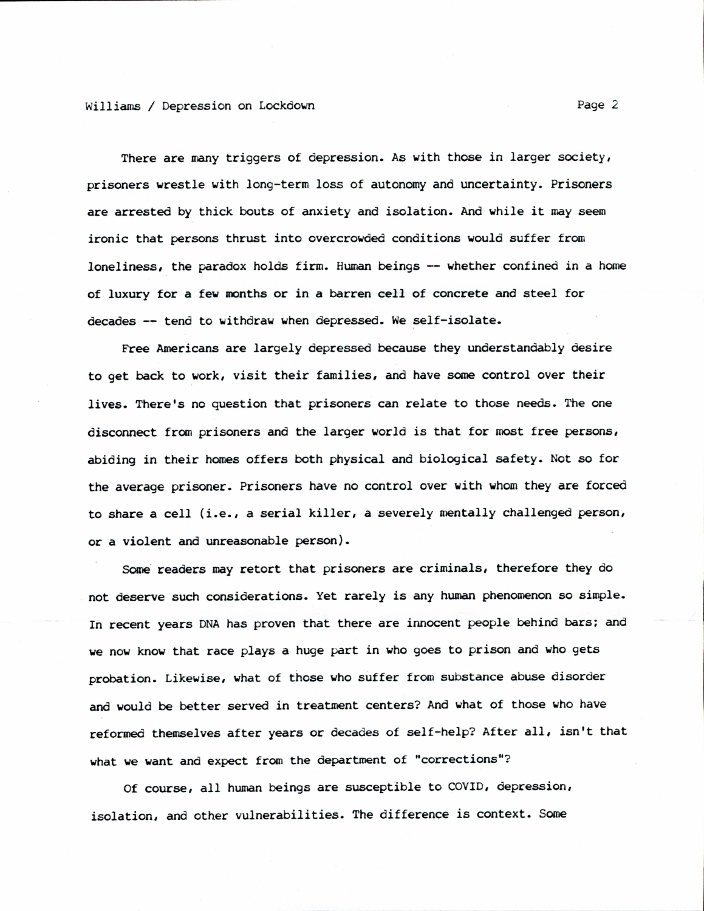There are many triggers of depression. As with those in larger society, prisoners wrestle with long-term loss of autonomy and uncertainty. Prisoners are arrested by thick bouts of anxiety and isolation. And while it may seem ironic that persons thrust into overcrowded conditions would suffer from loneliness, the paradox holds firm. Human beings -- whether confined in a home of luxury for a few months or in a barren cell of concrete and steel for decades -- tend to withdraw when depressed. We self-isolate.

Free Americans are largely depressed because they understandably desire to get back to work, visit their families, and have some control over their lives. There's no question that prisoners can relate to those needs. The one disconnect from prisoners and the larger world is that for most free persons, abiding in their homes offers both physical and biological safety. Not so for the average prisoner. Prisoners have no control over with whom they are forced to share a cell (i.e., a serial killer, a severely mentally challenged person, or a violent and unreasonable person).

Some readers may retort that prisoners are criminals, therefore they do not deserve such considerations. Yet rarely is any human phenomenon so simple. In recent years DNA has proven that there are innocent people behind bars; and we now know that race plays a huge part in who goes to prison and who gets probation. Likewise, what of those who suffer from substance abuse disorder and would be better served in treatment centers? And what of those who have reformed themselves after years or decades of self-help? After all, isn't that what we want and expect from the department of "corrections"?

Of course, all human beings are susceptible to COVID, depression, isolation, and other vulnerabilities. The difference is context. Some